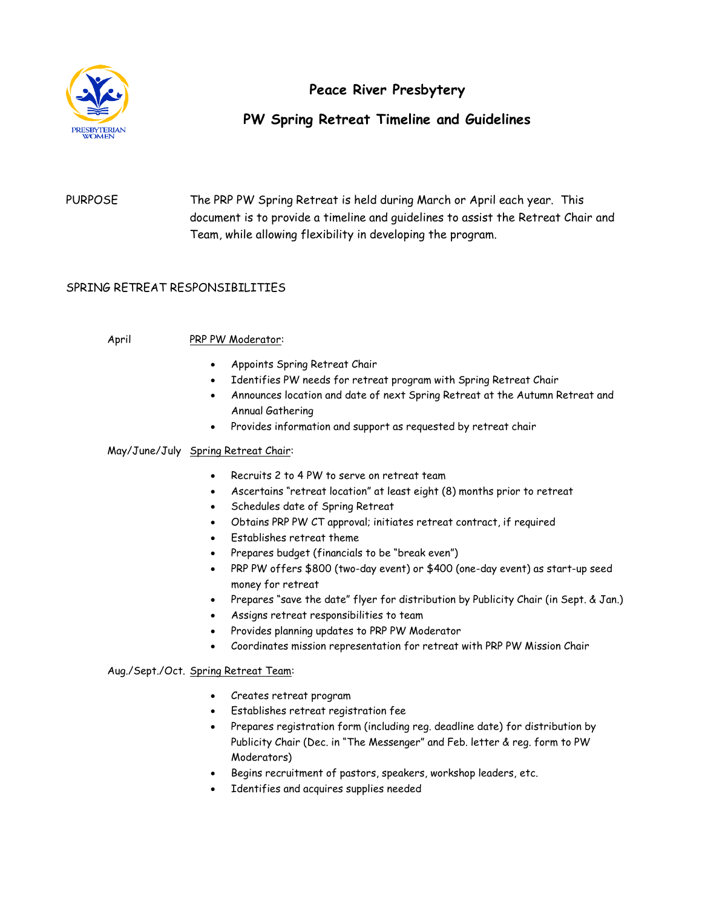# Peace River Presbytery

## PW Spring Retreat Timeline and Guidelines

PURPOSE

The PRP PW Spring Retreat is held during March or April each year. This document is to provide a timeline and guidelines to assist the Retreat Chair and Team, while allowing flexibility in developing the program.

## SPRING RETREAT RESPONSIBILITIES

April — PRP PW Moderator:

- Appoints Spring Retreat Chair
- Identifies PW needs for retreat program with Spring Retreat Chair
- Announces location and date of next Spring Retreat at the Autumn Retreat and Annual Gathering
- Provides information and support as requested by retreat chair

May/June/July — Spring Retreat Chair:

- Recruits 2 to 4 PW to serve on retreat team
- Ascertains "retreat location" at least eight (8) months prior to retreat
- Schedules date of Spring Retreat
- Obtains PRP PW CT approval; initiates retreat contract, if required
- Establishes retreat theme
- Prepares budget (financials to be "break even")
- PRP PW offers $800 (two-day event) or $400 (one-day event) as start-up seed money for retreat
- Prepares "save the date" flyer for distribution by Publicity Chair (in Sept. & Jan.)
- Assigns retreat responsibilities to team
- Provides planning updates to PRP PW Moderator
- Coordinates mission representation for retreat with PRP PW Mission Chair

Aug./Sept./Oct. — Spring Retreat Team:

- Creates retreat program
- Establishes retreat registration fee
- Prepares registration form (including reg. deadline date) for distribution by Publicity Chair (Dec. in "The Messenger" and Feb. letter & reg. form to PW Moderators)
- Begins recruitment of pastors, speakers, workshop leaders, etc.
- Identifies and acquires supplies needed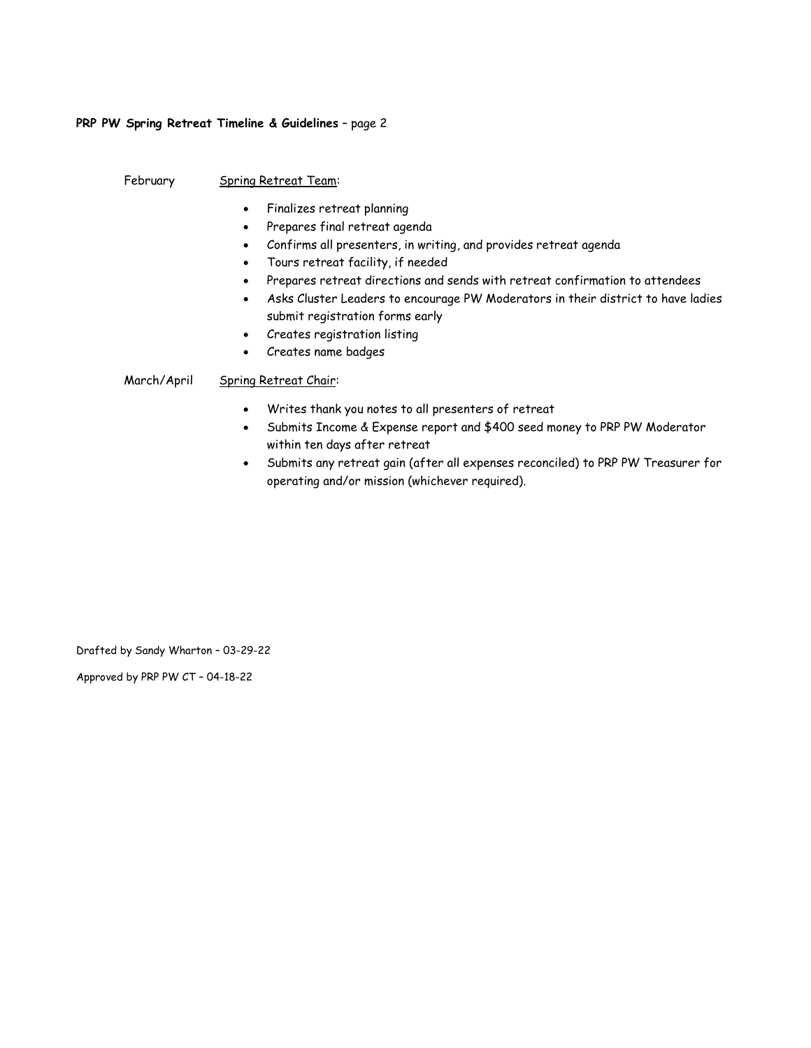**PRP PW Spring Retreat Timeline & Guidelines** – page 2

February — Spring Retreat Team:

- Finalizes retreat planning
- Prepares final retreat agenda
- Confirms all presenters, in writing, and provides retreat agenda
- Tours retreat facility, if needed
- Prepares retreat directions and sends with retreat confirmation to attendees
- Asks Cluster Leaders to encourage PW Moderators in their district to have ladies submit registration forms early
- Creates registration listing
- Creates name badges

March/April — Spring Retreat Chair:

- Writes thank you notes to all presenters of retreat
- Submits Income & Expense report and $400 seed money to PRP PW Moderator within ten days after retreat
- Submits any retreat gain (after all expenses reconciled) to PRP PW Treasurer for operating and/or mission (whichever required).

Drafted by Sandy Wharton – 03-29-22

Approved by PRP PW CT – 04-18-22